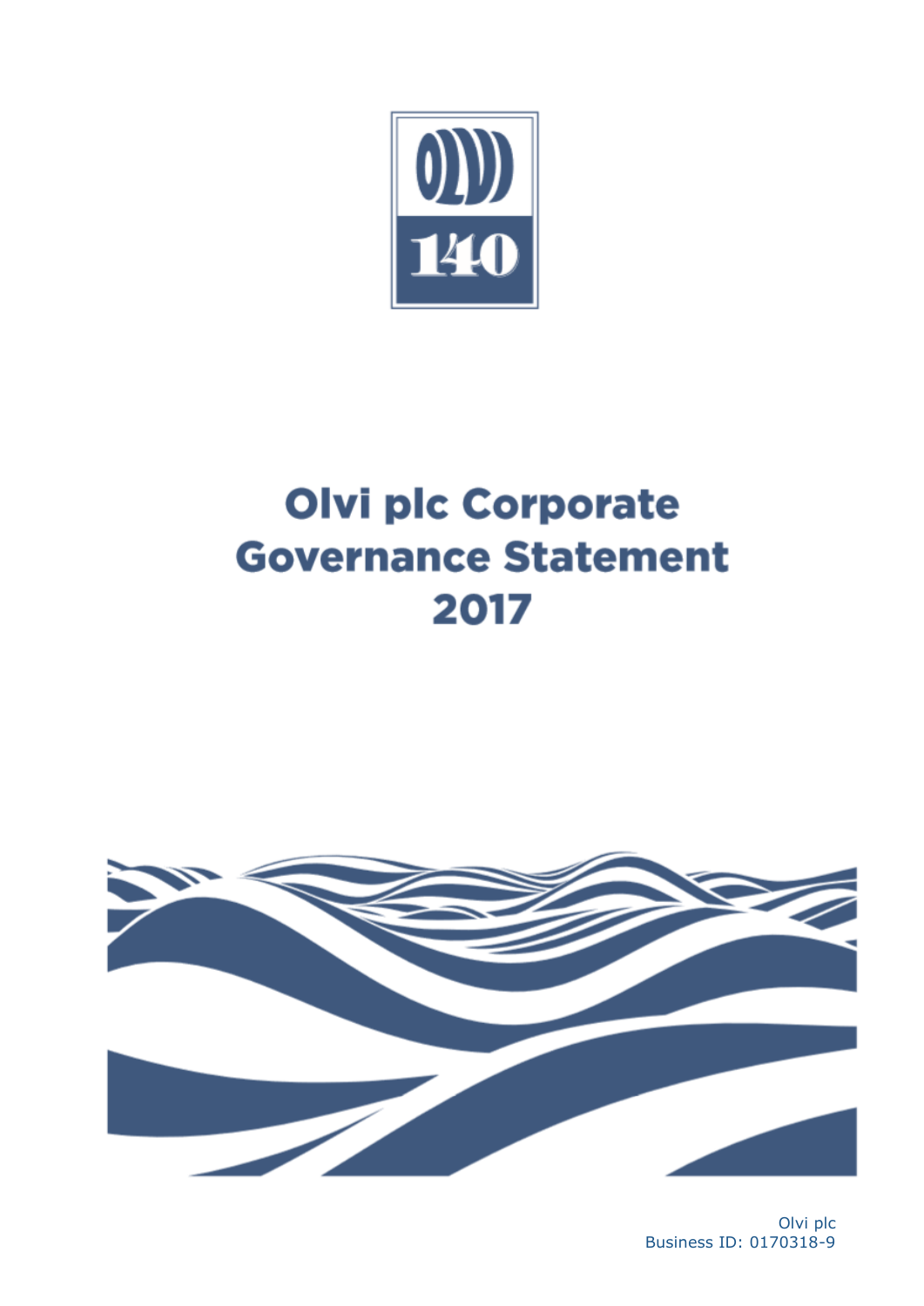# Olvi plc Corporate Governance Statement 2017

Olvi plc
Business ID: 0170318-9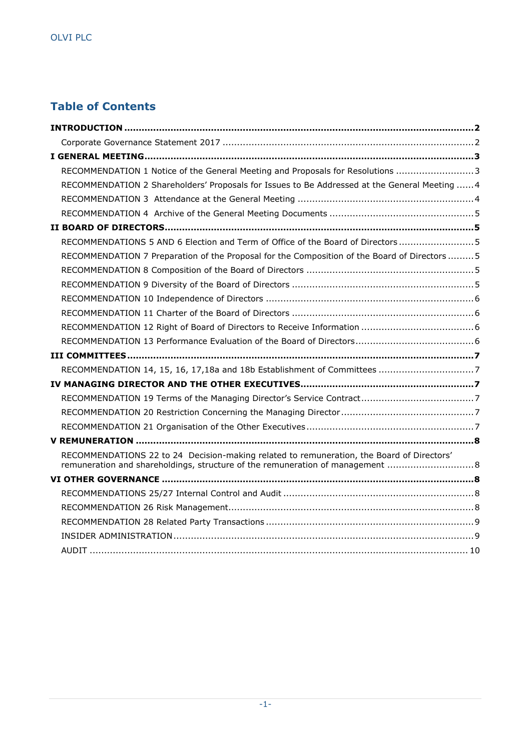## Table of Contents

**INTRODUCTION** ........ 2

- Corporate Governance Statement 2017 ........ 2

**I GENERAL MEETING** ........ 3

- RECOMMENDATION 1 Notice of the General Meeting and Proposals for Resolutions ........ 3
- RECOMMENDATION 2 Shareholders' Proposals for Issues to Be Addressed at the General Meeting ........ 4
- RECOMMENDATION 3 Attendance at the General Meeting ........ 4
- RECOMMENDATION 4 Archive of the General Meeting Documents ........ 5

**II BOARD OF DIRECTORS** ........ 5

- RECOMMENDATIONS 5 AND 6 Election and Term of Office of the Board of Directors ........ 5
- RECOMMENDATION 7 Preparation of the Proposal for the Composition of the Board of Directors ........ 5
- RECOMMENDATION 8 Composition of the Board of Directors ........ 5
- RECOMMENDATION 9 Diversity of the Board of Directors ........ 5
- RECOMMENDATION 10 Independence of Directors ........ 6
- RECOMMENDATION 11 Charter of the Board of Directors ........ 6
- RECOMMENDATION 12 Right of Board of Directors to Receive Information ........ 6
- RECOMMENDATION 13 Performance Evaluation of the Board of Directors ........ 6

**III COMMITTEES** ........ 7

- RECOMMENDATION 14, 15, 16, 17,18a and 18b Establishment of Committees ........ 7

**IV MANAGING DIRECTOR AND THE OTHER EXECUTIVES** ........ 7

- RECOMMENDATION 19 Terms of the Managing Director's Service Contract ........ 7
- RECOMMENDATION 20 Restriction Concerning the Managing Director ........ 7
- RECOMMENDATION 21 Organisation of the Other Executives ........ 7

**V REMUNERATION** ........ 8

- RECOMMENDATIONS 22 to 24 Decision-making related to remuneration, the Board of Directors' remuneration and shareholdings, structure of the remuneration of management ........ 8

**VI OTHER GOVERNANCE** ........ 8

- RECOMMENDATIONS 25/27 Internal Control and Audit ........ 8
- RECOMMENDATION 26 Risk Management ........ 8
- RECOMMENDATION 28 Related Party Transactions ........ 9
- INSIDER ADMINISTRATION ........ 9
- AUDIT ........ 10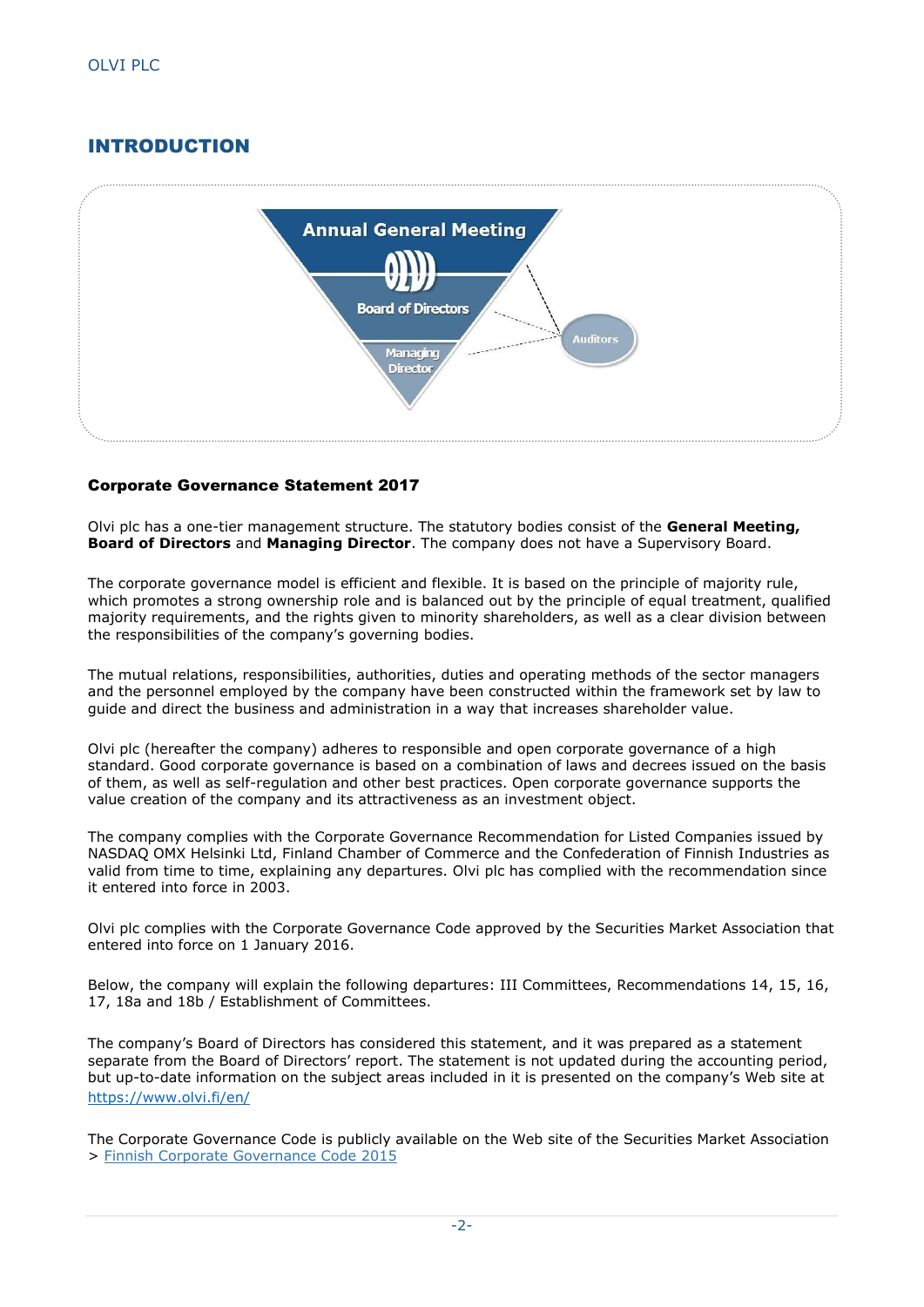## INTRODUCTION

Annual General Meeting

Board of Directors

Managing Director

Auditors

### Corporate Governance Statement 2017

Olvi plc has a one-tier management structure. The statutory bodies consist of the **General Meeting, Board of Directors** and **Managing Director**. The company does not have a Supervisory Board.

The corporate governance model is efficient and flexible. It is based on the principle of majority rule, which promotes a strong ownership role and is balanced out by the principle of equal treatment, qualified majority requirements, and the rights given to minority shareholders, as well as a clear division between the responsibilities of the company's governing bodies.

The mutual relations, responsibilities, authorities, duties and operating methods of the sector managers and the personnel employed by the company have been constructed within the framework set by law to guide and direct the business and administration in a way that increases shareholder value.

Olvi plc (hereafter the company) adheres to responsible and open corporate governance of a high standard. Good corporate governance is based on a combination of laws and decrees issued on the basis of them, as well as self-regulation and other best practices. Open corporate governance supports the value creation of the company and its attractiveness as an investment object.

The company complies with the Corporate Governance Recommendation for Listed Companies issued by NASDAQ OMX Helsinki Ltd, Finland Chamber of Commerce and the Confederation of Finnish Industries as valid from time to time, explaining any departures. Olvi plc has complied with the recommendation since it entered into force in 2003.

Olvi plc complies with the Corporate Governance Code approved by the Securities Market Association that entered into force on 1 January 2016.

Below, the company will explain the following departures: III Committees, Recommendations 14, 15, 16, 17, 18a and 18b / Establishment of Committees.

The company's Board of Directors has considered this statement, and it was prepared as a statement separate from the Board of Directors' report. The statement is not updated during the accounting period, but up-to-date information on the subject areas included in it is presented on the company's Web site at https://www.olvi.fi/en/

The Corporate Governance Code is publicly available on the Web site of the Securities Market Association > Finnish Corporate Governance Code 2015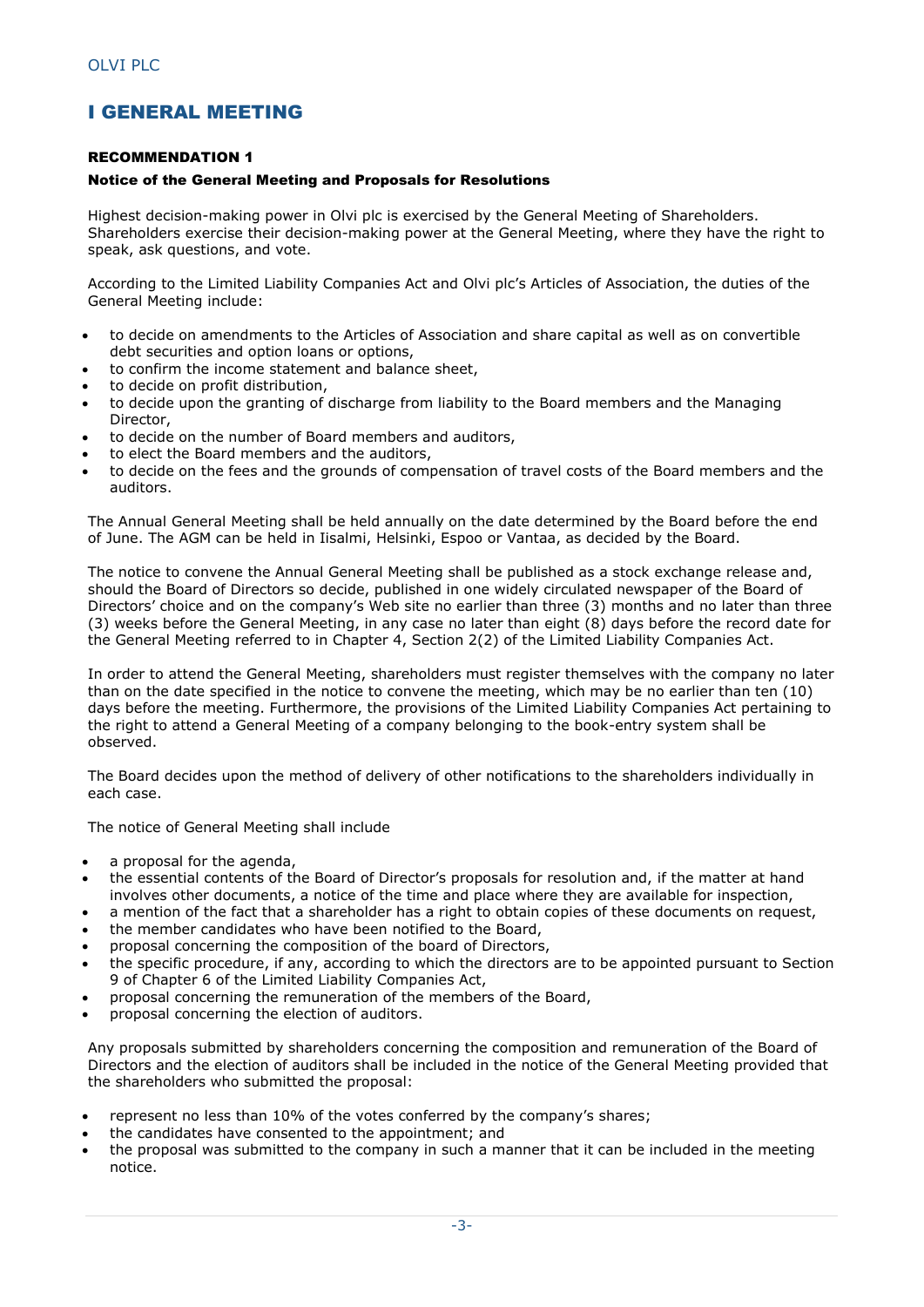# I GENERAL MEETING

### RECOMMENDATION 1

#### Notice of the General Meeting and Proposals for Resolutions

Highest decision-making power in Olvi plc is exercised by the General Meeting of Shareholders. Shareholders exercise their decision-making power at the General Meeting, where they have the right to speak, ask questions, and vote.

According to the Limited Liability Companies Act and Olvi plc's Articles of Association, the duties of the General Meeting include:

- to decide on amendments to the Articles of Association and share capital as well as on convertible debt securities and option loans or options,
- to confirm the income statement and balance sheet,
- to decide on profit distribution,
- to decide upon the granting of discharge from liability to the Board members and the Managing Director,
- to decide on the number of Board members and auditors,
- to elect the Board members and the auditors,
- to decide on the fees and the grounds of compensation of travel costs of the Board members and the auditors.

The Annual General Meeting shall be held annually on the date determined by the Board before the end of June. The AGM can be held in Iisalmi, Helsinki, Espoo or Vantaa, as decided by the Board.

The notice to convene the Annual General Meeting shall be published as a stock exchange release and, should the Board of Directors so decide, published in one widely circulated newspaper of the Board of Directors' choice and on the company's Web site no earlier than three (3) months and no later than three (3) weeks before the General Meeting, in any case no later than eight (8) days before the record date for the General Meeting referred to in Chapter 4, Section 2(2) of the Limited Liability Companies Act.

In order to attend the General Meeting, shareholders must register themselves with the company no later than on the date specified in the notice to convene the meeting, which may be no earlier than ten (10) days before the meeting. Furthermore, the provisions of the Limited Liability Companies Act pertaining to the right to attend a General Meeting of a company belonging to the book-entry system shall be observed.

The Board decides upon the method of delivery of other notifications to the shareholders individually in each case.

The notice of General Meeting shall include

- a proposal for the agenda,
- the essential contents of the Board of Director's proposals for resolution and, if the matter at hand involves other documents, a notice of the time and place where they are available for inspection,
- a mention of the fact that a shareholder has a right to obtain copies of these documents on request,
- the member candidates who have been notified to the Board,
- proposal concerning the composition of the board of Directors,
- the specific procedure, if any, according to which the directors are to be appointed pursuant to Section 9 of Chapter 6 of the Limited Liability Companies Act,
- proposal concerning the remuneration of the members of the Board,
- proposal concerning the election of auditors.

Any proposals submitted by shareholders concerning the composition and remuneration of the Board of Directors and the election of auditors shall be included in the notice of the General Meeting provided that the shareholders who submitted the proposal:

- represent no less than 10% of the votes conferred by the company's shares;
- the candidates have consented to the appointment; and
- the proposal was submitted to the company in such a manner that it can be included in the meeting notice.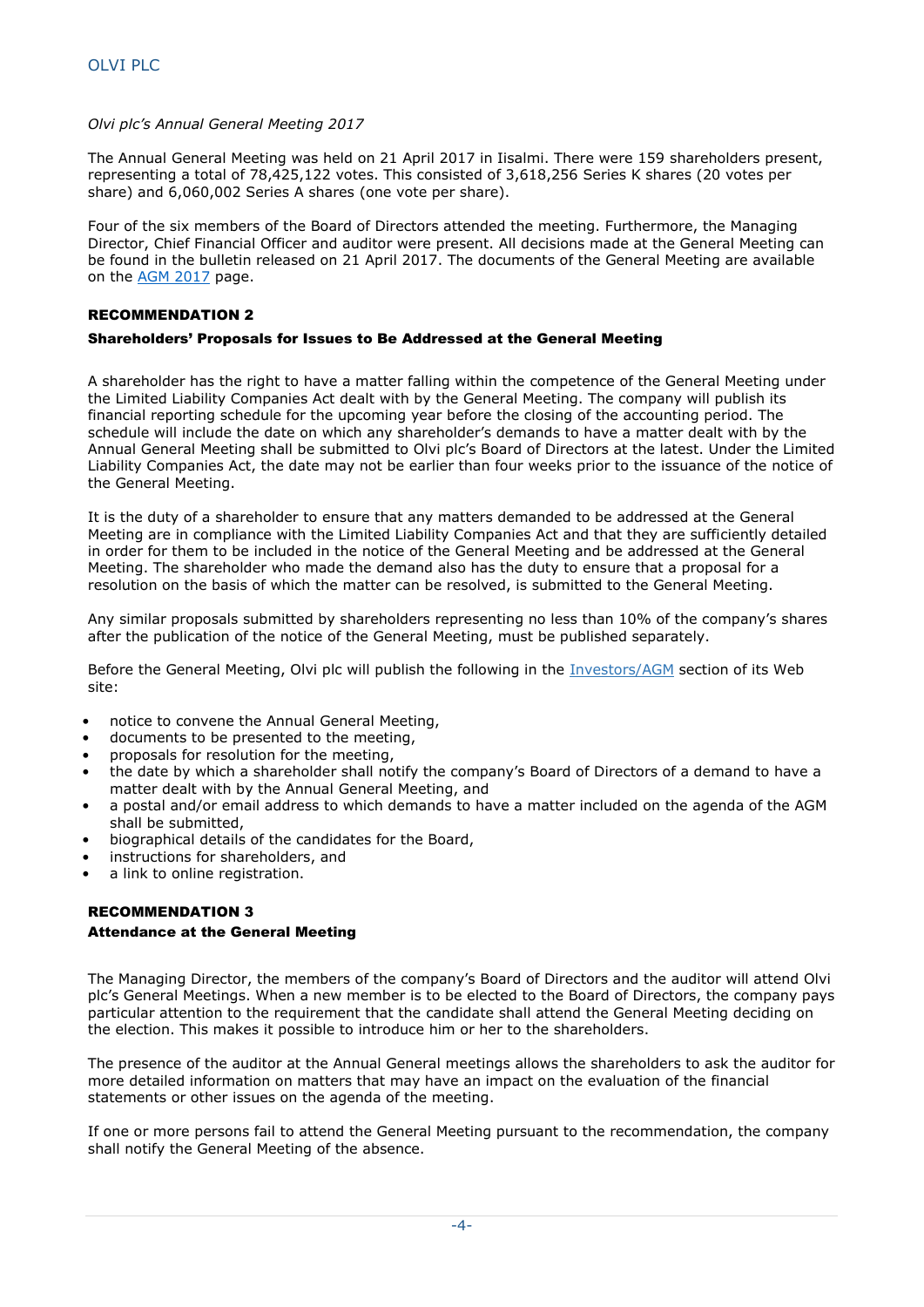*Olvi plc's Annual General Meeting 2017*

The Annual General Meeting was held on 21 April 2017 in Iisalmi. There were 159 shareholders present, representing a total of 78,425,122 votes. This consisted of 3,618,256 Series K shares (20 votes per share) and 6,060,002 Series A shares (one vote per share).

Four of the six members of the Board of Directors attended the meeting. Furthermore, the Managing Director, Chief Financial Officer and auditor were present. All decisions made at the General Meeting can be found in the bulletin released on 21 April 2017. The documents of the General Meeting are available on the AGM 2017 page.

## RECOMMENDATION 2

### Shareholders' Proposals for Issues to Be Addressed at the General Meeting

A shareholder has the right to have a matter falling within the competence of the General Meeting under the Limited Liability Companies Act dealt with by the General Meeting. The company will publish its financial reporting schedule for the upcoming year before the closing of the accounting period. The schedule will include the date on which any shareholder's demands to have a matter dealt with by the Annual General Meeting shall be submitted to Olvi plc's Board of Directors at the latest. Under the Limited Liability Companies Act, the date may not be earlier than four weeks prior to the issuance of the notice of the General Meeting.

It is the duty of a shareholder to ensure that any matters demanded to be addressed at the General Meeting are in compliance with the Limited Liability Companies Act and that they are sufficiently detailed in order for them to be included in the notice of the General Meeting and be addressed at the General Meeting. The shareholder who made the demand also has the duty to ensure that a proposal for a resolution on the basis of which the matter can be resolved, is submitted to the General Meeting.

Any similar proposals submitted by shareholders representing no less than 10% of the company's shares after the publication of the notice of the General Meeting, must be published separately.

Before the General Meeting, Olvi plc will publish the following in the Investors/AGM section of its Web site:

- notice to convene the Annual General Meeting,
- documents to be presented to the meeting,
- proposals for resolution for the meeting,
- the date by which a shareholder shall notify the company's Board of Directors of a demand to have a matter dealt with by the Annual General Meeting, and
- a postal and/or email address to which demands to have a matter included on the agenda of the AGM shall be submitted,
- biographical details of the candidates for the Board,
- instructions for shareholders, and
- a link to online registration.

## RECOMMENDATION 3

### Attendance at the General Meeting

The Managing Director, the members of the company's Board of Directors and the auditor will attend Olvi plc's General Meetings. When a new member is to be elected to the Board of Directors, the company pays particular attention to the requirement that the candidate shall attend the General Meeting deciding on the election. This makes it possible to introduce him or her to the shareholders.

The presence of the auditor at the Annual General meetings allows the shareholders to ask the auditor for more detailed information on matters that may have an impact on the evaluation of the financial statements or other issues on the agenda of the meeting.

If one or more persons fail to attend the General Meeting pursuant to the recommendation, the company shall notify the General Meeting of the absence.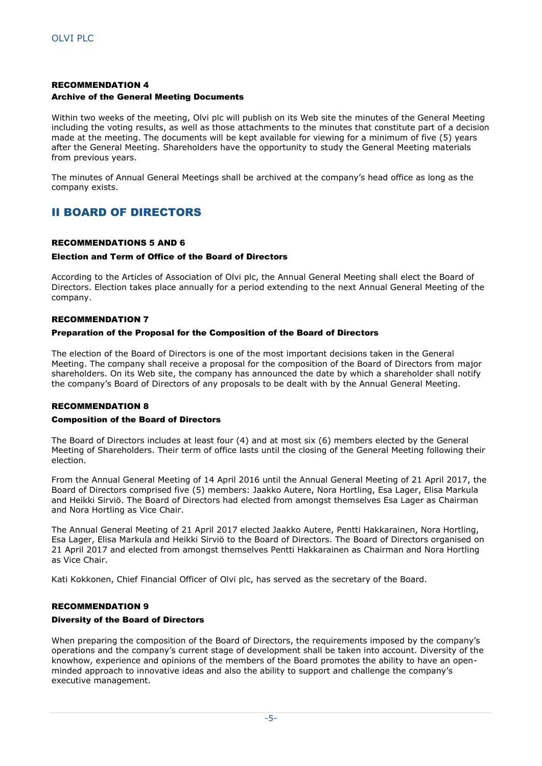#### RECOMMENDATION 4

#### Archive of the General Meeting Documents

Within two weeks of the meeting, Olvi plc will publish on its Web site the minutes of the General Meeting including the voting results, as well as those attachments to the minutes that constitute part of a decision made at the meeting. The documents will be kept available for viewing for a minimum of five (5) years after the General Meeting. Shareholders have the opportunity to study the General Meeting materials from previous years.

The minutes of Annual General Meetings shall be archived at the company's head office as long as the company exists.

## II BOARD OF DIRECTORS

#### RECOMMENDATIONS 5 AND 6

#### Election and Term of Office of the Board of Directors

According to the Articles of Association of Olvi plc, the Annual General Meeting shall elect the Board of Directors. Election takes place annually for a period extending to the next Annual General Meeting of the company.

#### RECOMMENDATION 7

#### Preparation of the Proposal for the Composition of the Board of Directors

The election of the Board of Directors is one of the most important decisions taken in the General Meeting. The company shall receive a proposal for the composition of the Board of Directors from major shareholders. On its Web site, the company has announced the date by which a shareholder shall notify the company's Board of Directors of any proposals to be dealt with by the Annual General Meeting.

#### RECOMMENDATION 8

#### Composition of the Board of Directors

The Board of Directors includes at least four (4) and at most six (6) members elected by the General Meeting of Shareholders. Their term of office lasts until the closing of the General Meeting following their election.

From the Annual General Meeting of 14 April 2016 until the Annual General Meeting of 21 April 2017, the Board of Directors comprised five (5) members: Jaakko Autere, Nora Hortling, Esa Lager, Elisa Markula and Heikki Sirviö. The Board of Directors had elected from amongst themselves Esa Lager as Chairman and Nora Hortling as Vice Chair.

The Annual General Meeting of 21 April 2017 elected Jaakko Autere, Pentti Hakkarainen, Nora Hortling, Esa Lager, Elisa Markula and Heikki Sirviö to the Board of Directors. The Board of Directors organised on 21 April 2017 and elected from amongst themselves Pentti Hakkarainen as Chairman and Nora Hortling as Vice Chair.

Kati Kokkonen, Chief Financial Officer of Olvi plc, has served as the secretary of the Board.

#### RECOMMENDATION 9

#### Diversity of the Board of Directors

When preparing the composition of the Board of Directors, the requirements imposed by the company's operations and the company's current stage of development shall be taken into account. Diversity of the knowhow, experience and opinions of the members of the Board promotes the ability to have an open-minded approach to innovative ideas and also the ability to support and challenge the company's executive management.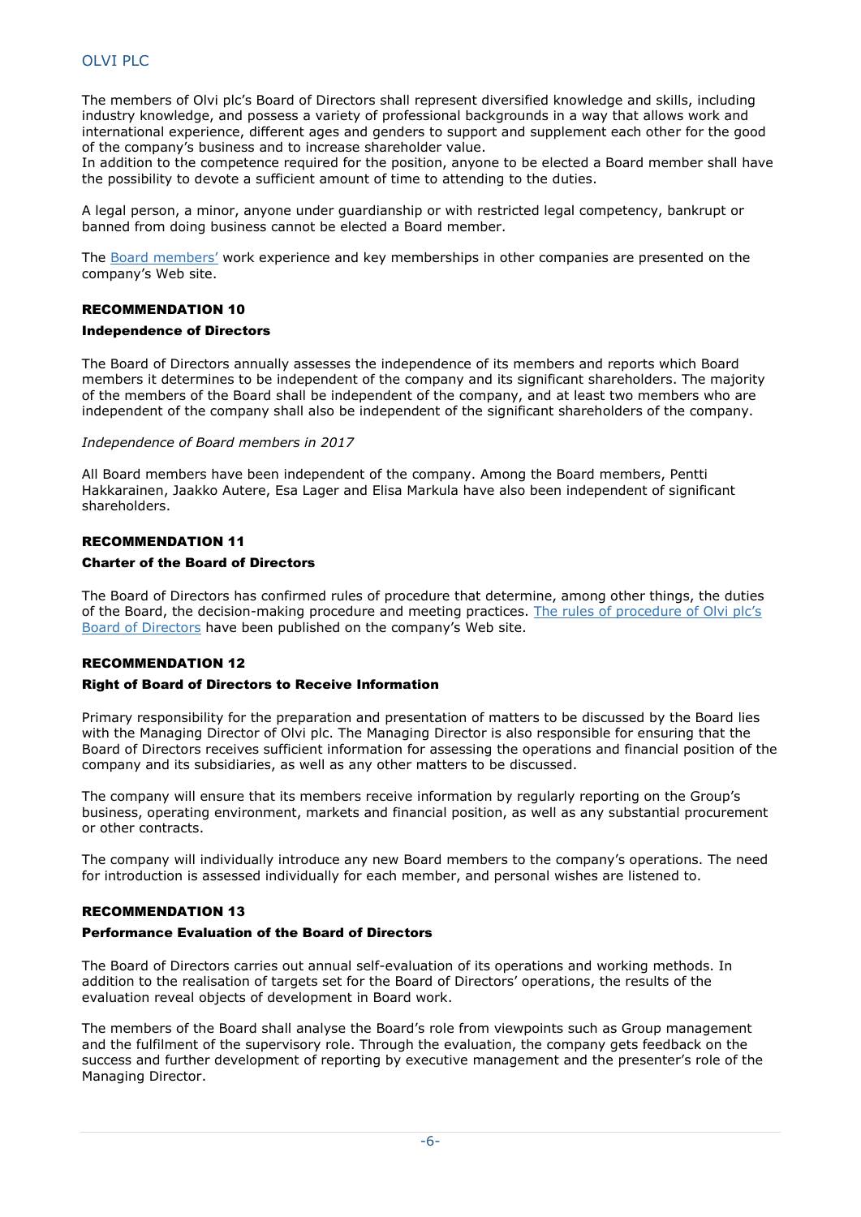The members of Olvi plc's Board of Directors shall represent diversified knowledge and skills, including industry knowledge, and possess a variety of professional backgrounds in a way that allows work and international experience, different ages and genders to support and supplement each other for the good of the company's business and to increase shareholder value.
In addition to the competence required for the position, anyone to be elected a Board member shall have the possibility to devote a sufficient amount of time to attending to the duties.

A legal person, a minor, anyone under guardianship or with restricted legal competency, bankrupt or banned from doing business cannot be elected a Board member.

The Board members' work experience and key memberships in other companies are presented on the company's Web site.

## RECOMMENDATION 10

### Independence of Directors

The Board of Directors annually assesses the independence of its members and reports which Board members it determines to be independent of the company and its significant shareholders. The majority of the members of the Board shall be independent of the company, and at least two members who are independent of the company shall also be independent of the significant shareholders of the company.

*Independence of Board members in 2017*

All Board members have been independent of the company. Among the Board members, Pentti Hakkarainen, Jaakko Autere, Esa Lager and Elisa Markula have also been independent of significant shareholders.

## RECOMMENDATION 11

### Charter of the Board of Directors

The Board of Directors has confirmed rules of procedure that determine, among other things, the duties of the Board, the decision-making procedure and meeting practices. The rules of procedure of Olvi plc's Board of Directors have been published on the company's Web site.

## RECOMMENDATION 12

### Right of Board of Directors to Receive Information

Primary responsibility for the preparation and presentation of matters to be discussed by the Board lies with the Managing Director of Olvi plc. The Managing Director is also responsible for ensuring that the Board of Directors receives sufficient information for assessing the operations and financial position of the company and its subsidiaries, as well as any other matters to be discussed.

The company will ensure that its members receive information by regularly reporting on the Group's business, operating environment, markets and financial position, as well as any substantial procurement or other contracts.

The company will individually introduce any new Board members to the company's operations. The need for introduction is assessed individually for each member, and personal wishes are listened to.

## RECOMMENDATION 13

### Performance Evaluation of the Board of Directors

The Board of Directors carries out annual self-evaluation of its operations and working methods. In addition to the realisation of targets set for the Board of Directors' operations, the results of the evaluation reveal objects of development in Board work.

The members of the Board shall analyse the Board's role from viewpoints such as Group management and the fulfilment of the supervisory role. Through the evaluation, the company gets feedback on the success and further development of reporting by executive management and the presenter's role of the Managing Director.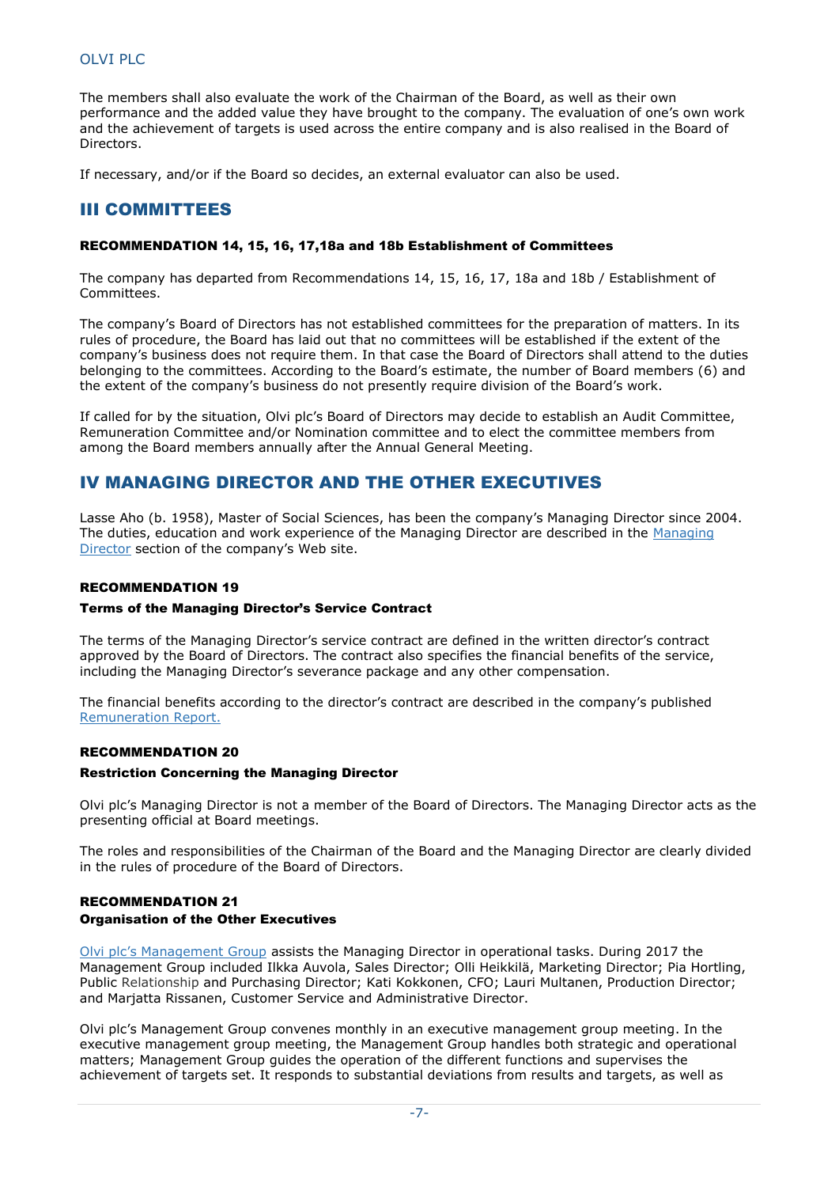The members shall also evaluate the work of the Chairman of the Board, as well as their own performance and the added value they have brought to the company. The evaluation of one's own work and the achievement of targets is used across the entire company and is also realised in the Board of Directors.

If necessary, and/or if the Board so decides, an external evaluator can also be used.

## III COMMITTEES

#### RECOMMENDATION 14, 15, 16, 17,18a and 18b Establishment of Committees

The company has departed from Recommendations 14, 15, 16, 17, 18a and 18b / Establishment of Committees.

The company's Board of Directors has not established committees for the preparation of matters. In its rules of procedure, the Board has laid out that no committees will be established if the extent of the company's business does not require them. In that case the Board of Directors shall attend to the duties belonging to the committees. According to the Board's estimate, the number of Board members (6) and the extent of the company's business do not presently require division of the Board's work.

If called for by the situation, Olvi plc's Board of Directors may decide to establish an Audit Committee, Remuneration Committee and/or Nomination committee and to elect the committee members from among the Board members annually after the Annual General Meeting.

## IV MANAGING DIRECTOR AND THE OTHER EXECUTIVES

Lasse Aho (b. 1958), Master of Social Sciences, has been the company's Managing Director since 2004. The duties, education and work experience of the Managing Director are described in the Managing Director section of the company's Web site.

#### RECOMMENDATION 19

#### Terms of the Managing Director's Service Contract

The terms of the Managing Director's service contract are defined in the written director's contract approved by the Board of Directors. The contract also specifies the financial benefits of the service, including the Managing Director's severance package and any other compensation.

The financial benefits according to the director's contract are described in the company's published Remuneration Report.

#### RECOMMENDATION 20

#### Restriction Concerning the Managing Director

Olvi plc's Managing Director is not a member of the Board of Directors. The Managing Director acts as the presenting official at Board meetings.

The roles and responsibilities of the Chairman of the Board and the Managing Director are clearly divided in the rules of procedure of the Board of Directors.

#### RECOMMENDATION 21

#### Organisation of the Other Executives

Olvi plc's Management Group assists the Managing Director in operational tasks. During 2017 the Management Group included Ilkka Auvola, Sales Director; Olli Heikkilä, Marketing Director; Pia Hortling, Public Relationship and Purchasing Director; Kati Kokkonen, CFO; Lauri Multanen, Production Director; and Marjatta Rissanen, Customer Service and Administrative Director.

Olvi plc's Management Group convenes monthly in an executive management group meeting. In the executive management group meeting, the Management Group handles both strategic and operational matters; Management Group guides the operation of the different functions and supervises the achievement of targets set. It responds to substantial deviations from results and targets, as well as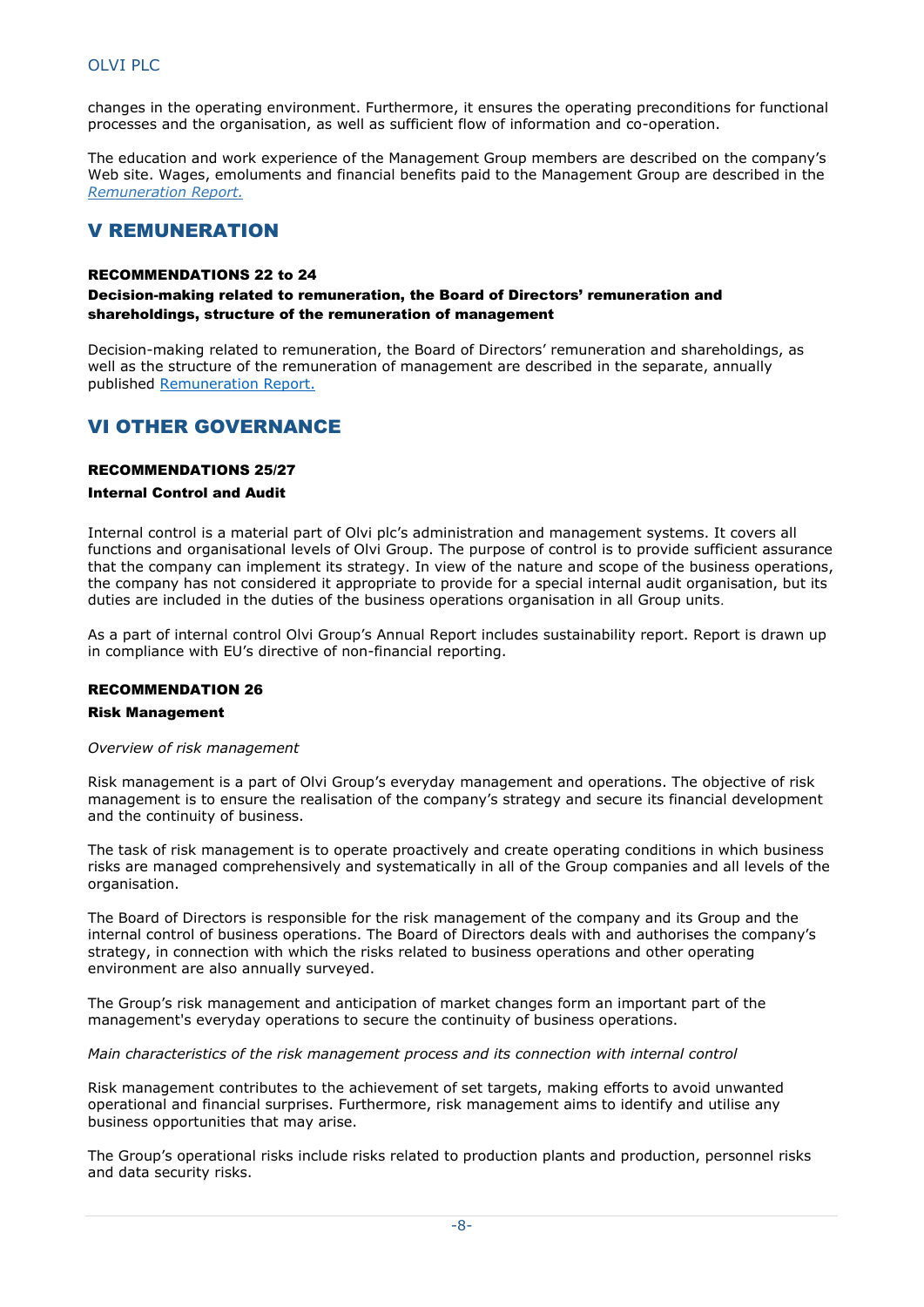changes in the operating environment. Furthermore, it ensures the operating preconditions for functional processes and the organisation, as well as sufficient flow of information and co-operation.

The education and work experience of the Management Group members are described on the company's Web site. Wages, emoluments and financial benefits paid to the Management Group are described in the *Remuneration Report.*

## V REMUNERATION

#### RECOMMENDATIONS 22 to 24

#### Decision-making related to remuneration, the Board of Directors' remuneration and shareholdings, structure of the remuneration of management

Decision-making related to remuneration, the Board of Directors' remuneration and shareholdings, as well as the structure of the remuneration of management are described in the separate, annually published Remuneration Report.

## VI OTHER GOVERNANCE

#### RECOMMENDATIONS 25/27

#### Internal Control and Audit

Internal control is a material part of Olvi plc's administration and management systems. It covers all functions and organisational levels of Olvi Group. The purpose of control is to provide sufficient assurance that the company can implement its strategy. In view of the nature and scope of the business operations, the company has not considered it appropriate to provide for a special internal audit organisation, but its duties are included in the duties of the business operations organisation in all Group units.

As a part of internal control Olvi Group's Annual Report includes sustainability report. Report is drawn up in compliance with EU's directive of non-financial reporting.

#### RECOMMENDATION 26

#### Risk Management

*Overview of risk management*

Risk management is a part of Olvi Group's everyday management and operations. The objective of risk management is to ensure the realisation of the company's strategy and secure its financial development and the continuity of business.

The task of risk management is to operate proactively and create operating conditions in which business risks are managed comprehensively and systematically in all of the Group companies and all levels of the organisation.

The Board of Directors is responsible for the risk management of the company and its Group and the internal control of business operations. The Board of Directors deals with and authorises the company's strategy, in connection with which the risks related to business operations and other operating environment are also annually surveyed.

The Group's risk management and anticipation of market changes form an important part of the management's everyday operations to secure the continuity of business operations.

*Main characteristics of the risk management process and its connection with internal control*

Risk management contributes to the achievement of set targets, making efforts to avoid unwanted operational and financial surprises. Furthermore, risk management aims to identify and utilise any business opportunities that may arise.

The Group's operational risks include risks related to production plants and production, personnel risks and data security risks.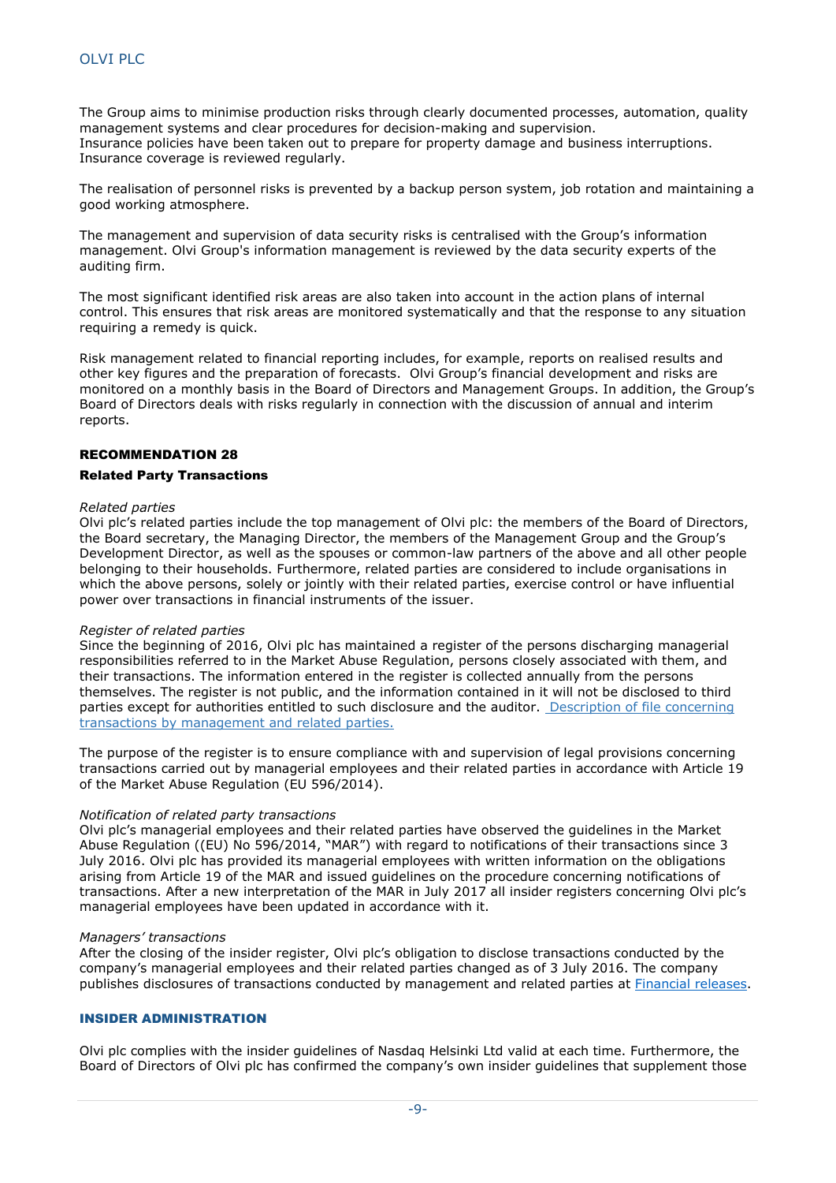The Group aims to minimise production risks through clearly documented processes, automation, quality management systems and clear procedures for decision-making and supervision.
Insurance policies have been taken out to prepare for property damage and business interruptions. Insurance coverage is reviewed regularly.

The realisation of personnel risks is prevented by a backup person system, job rotation and maintaining a good working atmosphere.

The management and supervision of data security risks is centralised with the Group's information management. Olvi Group's information management is reviewed by the data security experts of the auditing firm.

The most significant identified risk areas are also taken into account in the action plans of internal control. This ensures that risk areas are monitored systematically and that the response to any situation requiring a remedy is quick.

Risk management related to financial reporting includes, for example, reports on realised results and other key figures and the preparation of forecasts. Olvi Group's financial development and risks are monitored on a monthly basis in the Board of Directors and Management Groups. In addition, the Group's Board of Directors deals with risks regularly in connection with the discussion of annual and interim reports.

## RECOMMENDATION 28

### Related Party Transactions

*Related parties*
Olvi plc's related parties include the top management of Olvi plc: the members of the Board of Directors, the Board secretary, the Managing Director, the members of the Management Group and the Group's Development Director, as well as the spouses or common-law partners of the above and all other people belonging to their households. Furthermore, related parties are considered to include organisations in which the above persons, solely or jointly with their related parties, exercise control or have influential power over transactions in financial instruments of the issuer.

*Register of related parties*
Since the beginning of 2016, Olvi plc has maintained a register of the persons discharging managerial responsibilities referred to in the Market Abuse Regulation, persons closely associated with them, and their transactions. The information entered in the register is collected annually from the persons themselves. The register is not public, and the information contained in it will not be disclosed to third parties except for authorities entitled to such disclosure and the auditor. Description of file concerning transactions by management and related parties.

The purpose of the register is to ensure compliance with and supervision of legal provisions concerning transactions carried out by managerial employees and their related parties in accordance with Article 19 of the Market Abuse Regulation (EU 596/2014).

*Notification of related party transactions*
Olvi plc's managerial employees and their related parties have observed the guidelines in the Market Abuse Regulation ((EU) No 596/2014, "MAR") with regard to notifications of their transactions since 3 July 2016. Olvi plc has provided its managerial employees with written information on the obligations arising from Article 19 of the MAR and issued guidelines on the procedure concerning notifications of transactions. After a new interpretation of the MAR in July 2017 all insider registers concerning Olvi plc's managerial employees have been updated in accordance with it.

*Managers' transactions*
After the closing of the insider register, Olvi plc's obligation to disclose transactions conducted by the company's managerial employees and their related parties changed as of 3 July 2016. The company publishes disclosures of transactions conducted by management and related parties at Financial releases.

## INSIDER ADMINISTRATION

Olvi plc complies with the insider guidelines of Nasdaq Helsinki Ltd valid at each time. Furthermore, the Board of Directors of Olvi plc has confirmed the company's own insider guidelines that supplement those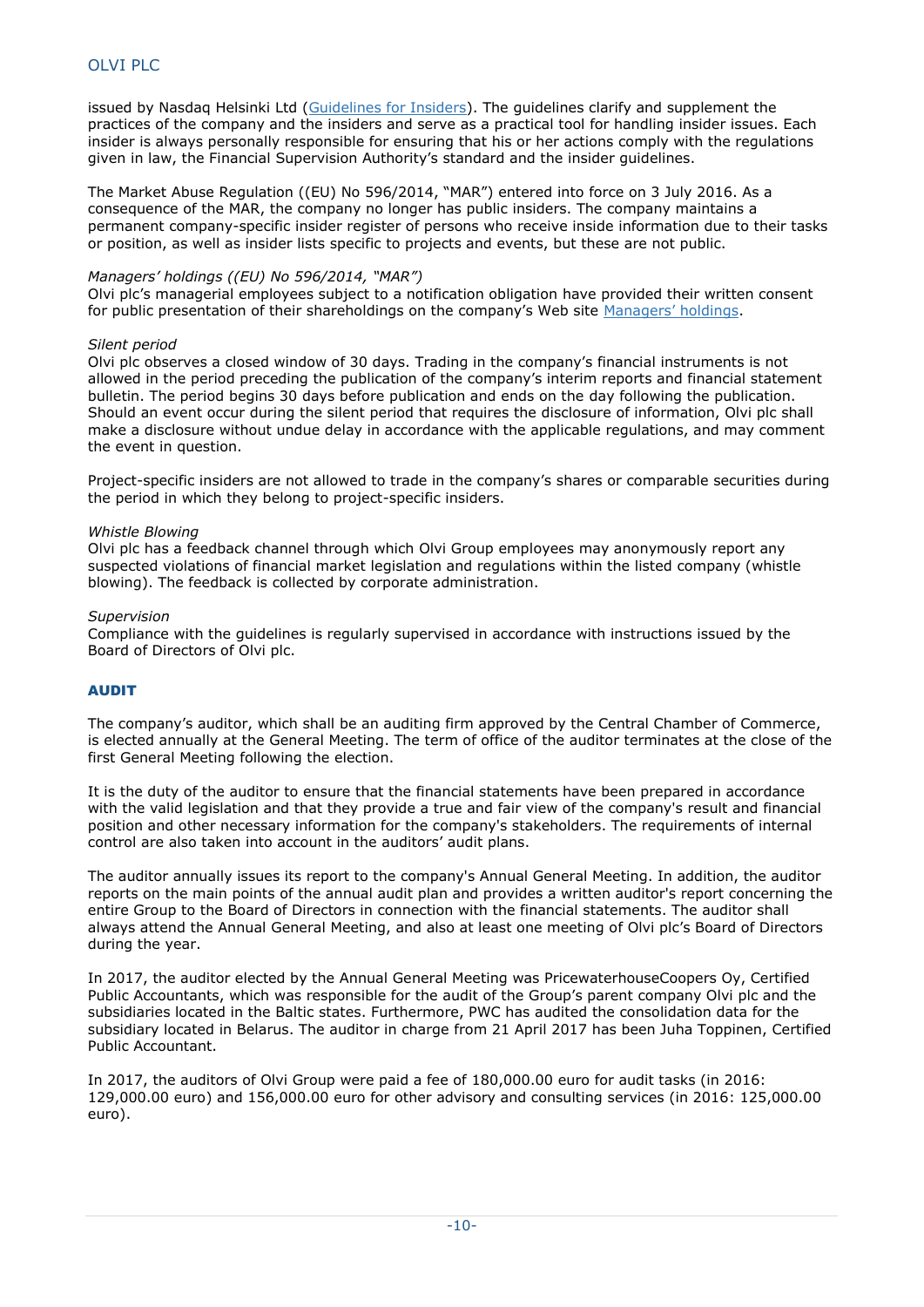issued by Nasdaq Helsinki Ltd (Guidelines for Insiders). The guidelines clarify and supplement the practices of the company and the insiders and serve as a practical tool for handling insider issues. Each insider is always personally responsible for ensuring that his or her actions comply with the regulations given in law, the Financial Supervision Authority's standard and the insider guidelines.

The Market Abuse Regulation ((EU) No 596/2014, "MAR") entered into force on 3 July 2016. As a consequence of the MAR, the company no longer has public insiders. The company maintains a permanent company-specific insider register of persons who receive inside information due to their tasks or position, as well as insider lists specific to projects and events, but these are not public.

*Managers' holdings ((EU) No 596/2014, "MAR")*
Olvi plc's managerial employees subject to a notification obligation have provided their written consent for public presentation of their shareholdings on the company's Web site Managers' holdings.

*Silent period*
Olvi plc observes a closed window of 30 days. Trading in the company's financial instruments is not allowed in the period preceding the publication of the company's interim reports and financial statement bulletin. The period begins 30 days before publication and ends on the day following the publication. Should an event occur during the silent period that requires the disclosure of information, Olvi plc shall make a disclosure without undue delay in accordance with the applicable regulations, and may comment the event in question.

Project-specific insiders are not allowed to trade in the company's shares or comparable securities during the period in which they belong to project-specific insiders.

*Whistle Blowing*
Olvi plc has a feedback channel through which Olvi Group employees may anonymously report any suspected violations of financial market legislation and regulations within the listed company (whistle blowing). The feedback is collected by corporate administration.

*Supervision*
Compliance with the guidelines is regularly supervised in accordance with instructions issued by the Board of Directors of Olvi plc.

## AUDIT

The company's auditor, which shall be an auditing firm approved by the Central Chamber of Commerce, is elected annually at the General Meeting. The term of office of the auditor terminates at the close of the first General Meeting following the election.

It is the duty of the auditor to ensure that the financial statements have been prepared in accordance with the valid legislation and that they provide a true and fair view of the company's result and financial position and other necessary information for the company's stakeholders. The requirements of internal control are also taken into account in the auditors' audit plans.

The auditor annually issues its report to the company's Annual General Meeting. In addition, the auditor reports on the main points of the annual audit plan and provides a written auditor's report concerning the entire Group to the Board of Directors in connection with the financial statements. The auditor shall always attend the Annual General Meeting, and also at least one meeting of Olvi plc's Board of Directors during the year.

In 2017, the auditor elected by the Annual General Meeting was PricewaterhouseCoopers Oy, Certified Public Accountants, which was responsible for the audit of the Group's parent company Olvi plc and the subsidiaries located in the Baltic states. Furthermore, PWC has audited the consolidation data for the subsidiary located in Belarus. The auditor in charge from 21 April 2017 has been Juha Toppinen, Certified Public Accountant.

In 2017, the auditors of Olvi Group were paid a fee of 180,000.00 euro for audit tasks (in 2016: 129,000.00 euro) and 156,000.00 euro for other advisory and consulting services (in 2016: 125,000.00 euro).